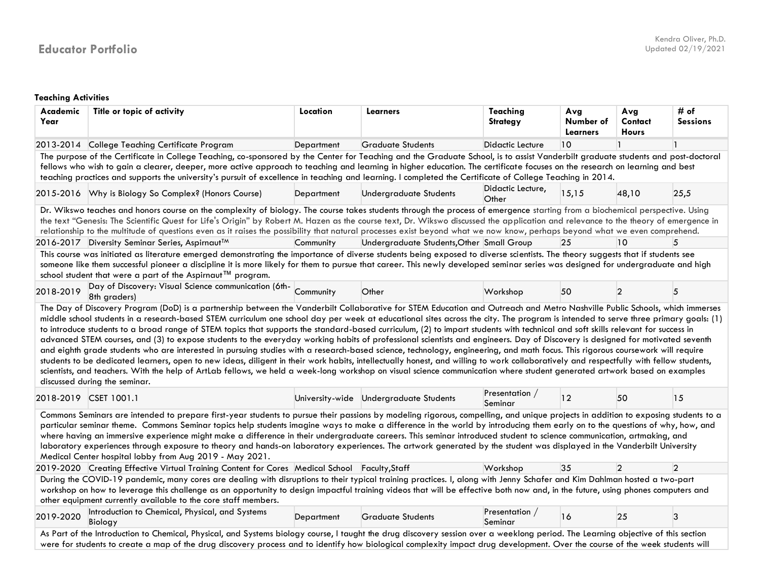## Educator Portfolio

### Teaching Activities

| Academic Year | Title or topic of activity | Location | Learners | Teaching Strategy | Avg Number of Learners | Avg Contact Hours | # of Sessions |
|---|---|---|---|---|---|---|---|
| 2013-2014 | College Teaching Certificate Program | Department | Graduate Students | Didactic Lecture | 10 | 1 | 1 |
| The purpose of the Certificate in College Teaching, co-sponsored by the Center for Teaching and the Graduate School, is to assist Vanderbilt graduate students and post-doctoral fellows who wish to gain a clearer, deeper, more active approach to teaching and learning in higher education. The certificate focuses on the research on learning and best teaching practices and supports the university's pursuit of excellence in teaching and learning. I completed the Certificate of College Teaching in 2014. | | | | | | | |
| 2015-2016 | Why is Biology So Complex? (Honors Course) | Department | Undergraduate Students | Didactic Lecture, Other | 15,15 | 48,10 | 25,5 |
| Dr. Wikswo teaches and honors course on the complexity of biology. The course takes students through the process of emergence starting from a biochemical perspective. Using the text "Genesis: The Scientific Quest for Life's Origin" by Robert M. Hazen as the course text, Dr. Wikswo discussed the application and relevance to the theory of emergence in relationship to the multitude of questions even as it raises the possibility that natural processes exist beyond what we now know, perhaps beyond what we even comprehend. | | | | | | | |
| 2016-2017 | Diversity Seminar Series, Aspirnaut™ | Community | Undergraduate Students,Other | Small Group | 25 | 10 | 5 |
| This course was initiated as literature emerged demonstrating the importance of diverse students being exposed to diverse scientists. The theory suggests that if students see someone like them successful pioneer a discipline it is more likely for them to pursue that career. This newly developed seminar series was designed for undergraduate and high school student that were a part of the Aspirnaut™ program. | | | | | | | |
| 2018-2019 | Day of Discovery: Visual Science communication (6th-8th graders) | Community | Other | Workshop | 50 | 2 | 5 |
| The Day of Discovery Program (DoD) is a partnership between the Vanderbilt Collaborative for STEM Education and Outreach and Metro Nashville Public Schools, which immerses middle school students in a research-based STEM curriculum one school day per week at educational sites across the city. The program is intended to serve three primary goals: (1) to introduce students to a broad range of STEM topics that supports the standard-based curriculum, (2) to impart students with technical and soft skills relevant for success in advanced STEM courses, and (3) to expose students to the everyday working habits of professional scientists and engineers. Day of Discovery is designed for motivated seventh and eighth grade students who are interested in pursuing studies with a research-based science, technology, engineering, and math focus. This rigorous coursework will require students to be dedicated learners, open to new ideas, diligent in their work habits, intellectually honest, and willing to work collaboratively and respectfully with fellow students, scientists, and teachers. With the help of ArtLab fellows, we held a week-long workshop on visual science communication where student generated artwork based on examples discussed during the seminar. | | | | | | | |
| 2018-2019 | CSET 1001.1 | University-wide | Undergraduate Students | Presentation / Seminar | 12 | 50 | 15 |
| Commons Seminars are intended to prepare first-year students to pursue their passions by modeling rigorous, compelling, and unique projects in addition to exposing students to a particular seminar theme. Commons Seminar topics help students imagine ways to make a difference in the world by introducing them early on to the questions of why, how, and where having an immersive experience might make a difference in their undergraduate careers. This seminar introduced student to science communication, artmaking, and laboratory experiences through exposure to theory and hands-on laboratory experiences. The artwork generated by the student was displayed in the Vanderbilt University Medical Center hospital lobby from Aug 2019 - May 2021. | | | | | | | |
| 2019-2020 | Creating Effective Virtual Training Content for Cores | Medical School | Faculty,Staff | Workshop | 35 | 2 | 2 |
| During the COVID-19 pandemic, many cores are dealing with disruptions to their typical training practices. I, along with Jenny Schafer and Kim Dahlman hosted a two-part workshop on how to leverage this challenge as an opportunity to design impactful training videos that will be effective both now and, in the future, using phones computers and other equipment currently available to the core staff members. | | | | | | | |
| 2019-2020 | Introduction to Chemical, Physical, and Systems Biology | Department | Graduate Students | Presentation / Seminar | 16 | 25 | 3 |
| As Part of the Introduction to Chemical, Physical, and Systems biology course, I taught the drug discovery session over a weeklong period. The Learning objective of this section were for students to create a map of the drug discovery process and to identify how biological complexity impact drug development. Over the course of the week students will | | | | | | | |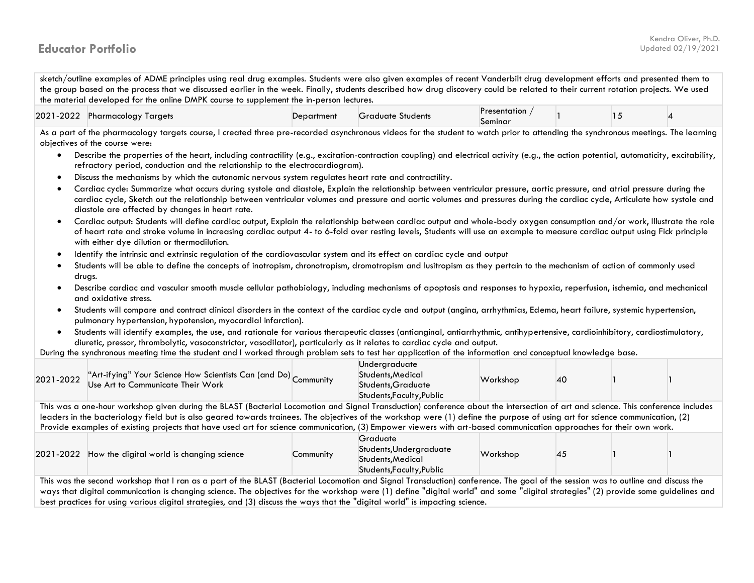sketch/outline examples of ADME principles using real drug examples. Students were also given examples of recent Vanderbilt drug development efforts and presented them to the group based on the process that we discussed earlier in the week. Finally, students described how drug discovery could be related to their current rotation projects. We used the material developed for the online DMPK course to supplement the in-person lectures.

| | | | | | | | |
|---|---|---|---|---|---|---|---|
| 2021-2022 | Pharmacology Targets | Department | Graduate Students | Presentation / Seminar | 1 | 15 | 4 |

As a part of the pharmacology targets course, I created three pre-recorded asynchronous videos for the student to watch prior to attending the synchronous meetings. The learning objectives of the course were:

- Describe the properties of the heart, including contractility (e.g., excitation-contraction coupling) and electrical activity (e.g., the action potential, automaticity, excitability, refractory period, conduction and the relationship to the electrocardiogram).
- Discuss the mechanisms by which the autonomic nervous system regulates heart rate and contractility.
- Cardiac cycle: Summarize what occurs during systole and diastole, Explain the relationship between ventricular pressure, aortic pressure, and atrial pressure during the cardiac cycle, Sketch out the relationship between ventricular volumes and pressure and aortic volumes and pressures during the cardiac cycle, Articulate how systole and diastole are affected by changes in heart rate.
- Cardiac output: Students will define cardiac output, Explain the relationship between cardiac output and whole-body oxygen consumption and/or work, Illustrate the role of heart rate and stroke volume in increasing cardiac output 4- to 6-fold over resting levels, Students will use an example to measure cardiac output using Fick principle with either dye dilution or thermodilution.
- Identify the intrinsic and extrinsic regulation of the cardiovascular system and its effect on cardiac cycle and output
- Students will be able to define the concepts of inotropism, chronotropism, dromotropism and lusitropism as they pertain to the mechanism of action of commonly used drugs.
- Describe cardiac and vascular smooth muscle cellular pathobiology, including mechanisms of apoptosis and responses to hypoxia, reperfusion, ischemia, and mechanical and oxidative stress.
- Students will compare and contract clinical disorders in the context of the cardiac cycle and output (angina, arrhythmias, Edema, heart failure, systemic hypertension, pulmonary hypertension, hypotension, myocardial infarction).
- Students will identify examples, the use, and rationale for various therapeutic classes (antianginal, antiarrhythmic, antihypertensive, cardioinhibitory, cardiostimulatory, diuretic, pressor, thrombolytic, vasoconstrictor, vasodilator), particularly as it relates to cardiac cycle and output.

During the synchronous meeting time the student and I worked through problem sets to test her application of the information and conceptual knowledge base.

| | | | | | | | |
|---|---|---|---|---|---|---|---|
| 2021-2022 | "Art-ifying" Your Science How Scientists Can (and Do) Use Art to Communicate Their Work | Community | Undergraduate Students,Medical Students,Graduate Students,Faculty,Public | Workshop | 40 | 1 | 1 |

This was a one-hour workshop given during the BLAST (Bacterial Locomotion and Signal Transduction) conference about the intersection of art and science. This conference includes leaders in the bacteriology field but is also geared towards trainees. The objectives of the workshop were (1) define the purpose of using art for science communication, (2) Provide examples of existing projects that have used art for science communication, (3) Empower viewers with art-based communication approaches for their own work.

| | | | | | | | |
|---|---|---|---|---|---|---|---|
| 2021-2022 | How the digital world is changing science | Community | Graduate Students,Undergraduate Students,Medical Students,Faculty,Public | Workshop | 45 | 1 | 1 |

This was the second workshop that I ran as a part of the BLAST (Bacterial Locomotion and Signal Transduction) conference. The goal of the session was to outline and discuss the ways that digital communication is changing science. The objectives for the workshop were (1) define "digital world" and some "digital strategies" (2) provide some guidelines and best practices for using various digital strategies, and (3) discuss the ways that the "digital world" is impacting science.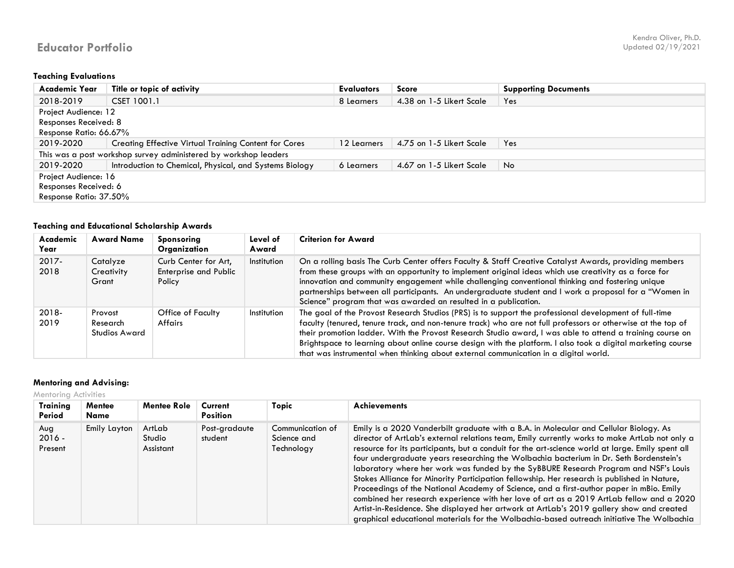## Educator Portfolio

### Teaching Evaluations

| Academic Year | Title or topic of activity | Evaluators | Score | Supporting Documents |
|---|---|---|---|---|
| 2018-2019 | CSET 1001.1 | 8 Learners | 4.38 on 1-5 Likert Scale | Yes |
| Project Audience: 12<br>Responses Received: 8<br>Response Ratio: 66.67% | | | | |
| 2019-2020 | Creating Effective Virtual Training Content for Cores | 12 Learners | 4.75 on 1-5 Likert Scale | Yes |
| This was a post workshop survey administered by workshop leaders | | | | |
| 2019-2020 | Introduction to Chemical, Physical, and Systems Biology | 6 Learners | 4.67 on 1-5 Likert Scale | No |
| Project Audience: 16<br>Responses Received: 6<br>Response Ratio: 37.50% | | | | |

### Teaching and Educational Scholarship Awards

| Academic Year | Award Name | Sponsoring Organization | Level of Award | Criterion for Award |
|---|---|---|---|---|
| 2017-2018 | Catalyze Creativity Grant | Curb Center for Art, Enterprise and Public Policy | Institution | On a rolling basis The Curb Center offers Faculty & Staff Creative Catalyst Awards, providing members from these groups with an opportunity to implement original ideas which use creativity as a force for innovation and community engagement while challenging conventional thinking and fostering unique partnerships between all participants. An undergraduate student and I work a proposal for a "Women in Science" program that was awarded an resulted in a publication. |
| 2018-2019 | Provost Research Studios Award | Office of Faculty Affairs | Institution | The goal of the Provost Research Studios (PRS) is to support the professional development of full-time faculty (tenured, tenure track, and non-tenure track) who are not full professors or otherwise at the top of their promotion ladder. With the Provost Research Studio award, I was able to attend a training course on Brightspace to learning about online course design with the platform. I also took a digital marketing course that was instrumental when thinking about external communication in a digital world. |

### Mentoring and Advising:

Mentoring Activities

| Training Period | Mentee Name | Mentee Role | Current Position | Topic | Achievements |
|---|---|---|---|---|---|
| Aug 2016 - Present | Emily Layton | ArtLab Studio Assistant | Post-graduate student | Communication of Science and Technology | Emily is a 2020 Vanderbilt graduate with a B.A. in Molecular and Cellular Biology. As director of ArtLab's external relations team, Emily currently works to make ArtLab not only a resource for its participants, but a conduit for the art-science world at large. Emily spent all four undergraduate years researching the Wolbachia bacterium in Dr. Seth Bordenstein's laboratory where her work was funded by the SyBBURE Research Program and NSF's Louis Stokes Alliance for Minority Participation fellowship. Her research is published in Nature, Proceedings of the National Academy of Science, and a first-author paper in mBio. Emily combined her research experience with her love of art as a 2019 ArtLab fellow and a 2020 Artist-in-Residence. She displayed her artwork at ArtLab's 2019 gallery show and created graphical educational materials for the Wolbachia-based outreach initiative The Wolbachia |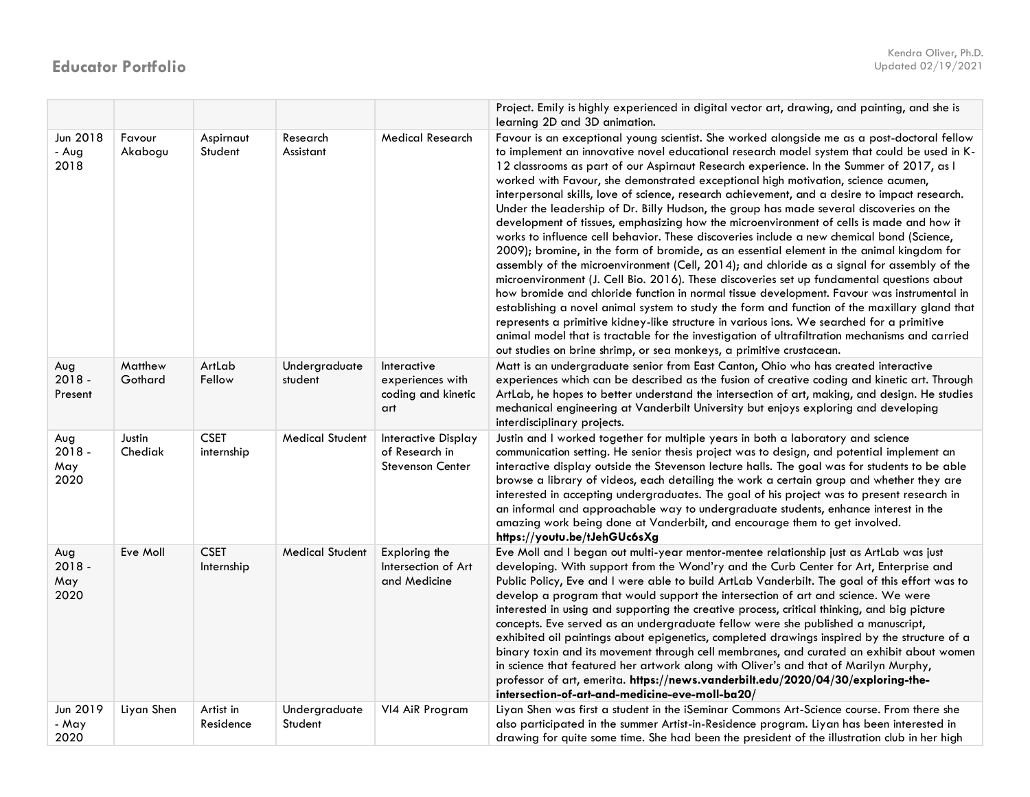| | | | | | |
|---|---|---|---|---|---|
| | | | | | Project. Emily is highly experienced in digital vector art, drawing, and painting, and she is learning 2D and 3D animation. |
| Jun 2018 - Aug 2018 | Favour Akabogu | Aspirnaut Student | Research Assistant | Medical Research | Favour is an exceptional young scientist. She worked alongside me as a post-doctoral fellow to implement an innovative novel educational research model system that could be used in K-12 classrooms as part of our Aspirnaut Research experience. In the Summer of 2017, as I worked with Favour, she demonstrated exceptional high motivation, science acumen, interpersonal skills, love of science, research achievement, and a desire to impact research. Under the leadership of Dr. Billy Hudson, the group has made several discoveries on the development of tissues, emphasizing how the microenvironment of cells is made and how it works to influence cell behavior. These discoveries include a new chemical bond (Science, 2009); bromine, in the form of bromide, as an essential element in the animal kingdom for assembly of the microenvironment (Cell, 2014); and chloride as a signal for assembly of the microenvironment (J. Cell Bio. 2016). These discoveries set up fundamental questions about how bromide and chloride function in normal tissue development. Favour was instrumental in establishing a novel animal system to study the form and function of the maxillary gland that represents a primitive kidney-like structure in various ions. We searched for a primitive animal model that is tractable for the investigation of ultrafiltration mechanisms and carried out studies on brine shrimp, or sea monkeys, a primitive crustacean. |
| Aug 2018 - Present | Matthew Gothard | ArtLab Fellow | Undergraduate student | Interactive experiences with coding and kinetic art | Matt is an undergraduate senior from East Canton, Ohio who has created interactive experiences which can be described as the fusion of creative coding and kinetic art. Through ArtLab, he hopes to better understand the intersection of art, making, and design. He studies mechanical engineering at Vanderbilt University but enjoys exploring and developing interdisciplinary projects. |
| Aug 2018 - May 2020 | Justin Chediak | CSET internship | Medical Student | Interactive Display of Research in Stevenson Center | Justin and I worked together for multiple years in both a laboratory and science communication setting. He senior thesis project was to design, and potential implement an interactive display outside the Stevenson lecture halls. The goal was for students to be able browse a library of videos, each detailing the work a certain group and whether they are interested in accepting undergraduates. The goal of his project was to present research in an informal and approachable way to undergraduate students, enhance interest in the amazing work being done at Vanderbilt, and encourage them to get involved. **https://youtu.be/tJehGUc6sXg** |
| Aug 2018 - May 2020 | Eve Moll | CSET Internship | Medical Student | Exploring the Intersection of Art and Medicine | Eve Moll and I began out multi-year mentor-mentee relationship just as ArtLab was just developing. With support from the Wond'ry and the Curb Center for Art, Enterprise and Public Policy, Eve and I were able to build ArtLab Vanderbilt. The goal of this effort was to develop a program that would support the intersection of art and science. We were interested in using and supporting the creative process, critical thinking, and big picture concepts. Eve served as an undergraduate fellow were she published a manuscript, exhibited oil paintings about epigenetics, completed drawings inspired by the structure of a binary toxin and its movement through cell membranes, and curated an exhibit about women in science that featured her artwork along with Oliver's and that of Marilyn Murphy, professor of art, emerita. **https://news.vanderbilt.edu/2020/04/30/exploring-the-intersection-of-art-and-medicine-eve-moll-ba20/** |
| Jun 2019 - May 2020 | Liyan Shen | Artist in Residence | Undergraduate Student | VI4 AiR Program | Liyan Shen was first a student in the iSeminar Commons Art-Science course. From there she also participated in the summer Artist-in-Residence program. Liyan has been interested in drawing for quite some time. She had been the president of the illustration club in her high |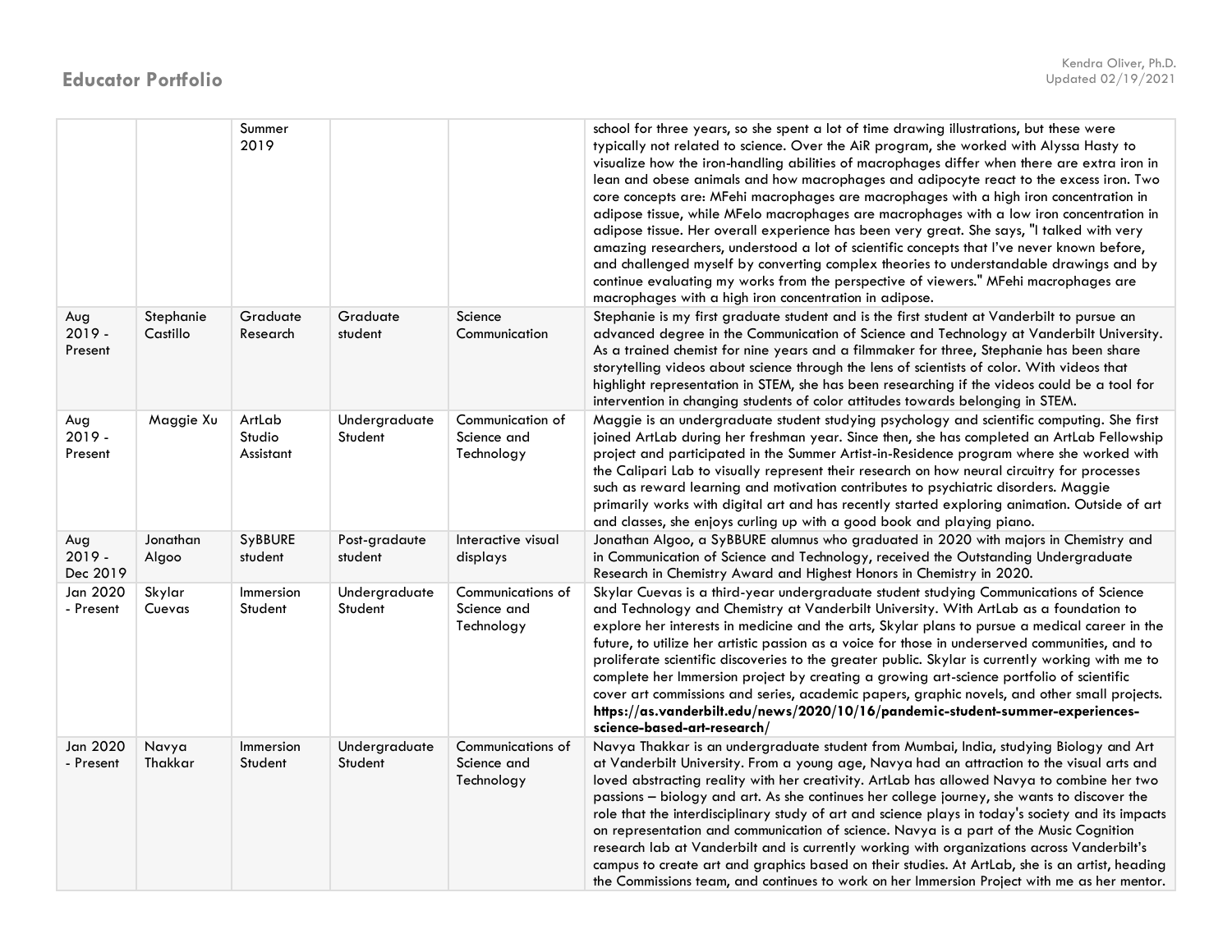| | | | | | |
|---|---|---|---|---|---|
| | | Summer 2019 | | | school for three years, so she spent a lot of time drawing illustrations, but these were typically not related to science. Over the AiR program, she worked with Alyssa Hasty to visualize how the iron-handling abilities of macrophages differ when there are extra iron in lean and obese animals and how macrophages and adipocyte react to the excess iron. Two core concepts are: MFehi macrophages are macrophages with a high iron concentration in adipose tissue, while MFelo macrophages are macrophages with a low iron concentration in adipose tissue. Her overall experience has been very great. She says, "I talked with very amazing researchers, understood a lot of scientific concepts that I've never known before, and challenged myself by converting complex theories to understandable drawings and by continue evaluating my works from the perspective of viewers." MFehi macrophages are macrophages with a high iron concentration in adipose. |
| Aug 2019 - Present | Stephanie Castillo | Graduate Research | Graduate student | Science Communication | Stephanie is my first graduate student and is the first student at Vanderbilt to pursue an advanced degree in the Communication of Science and Technology at Vanderbilt University. As a trained chemist for nine years and a filmmaker for three, Stephanie has been share storytelling videos about science through the lens of scientists of color. With videos that highlight representation in STEM, she has been researching if the videos could be a tool for intervention in changing students of color attitudes towards belonging in STEM. |
| Aug 2019 - Present | Maggie Xu | ArtLab Studio Assistant | Undergraduate Student | Communication of Science and Technology | Maggie is an undergraduate student studying psychology and scientific computing. She first joined ArtLab during her freshman year. Since then, she has completed an ArtLab Fellowship project and participated in the Summer Artist-in-Residence program where she worked with the Calipari Lab to visually represent their research on how neural circuitry for processes such as reward learning and motivation contributes to psychiatric disorders. Maggie primarily works with digital art and has recently started exploring animation. Outside of art and classes, she enjoys curling up with a good book and playing piano. |
| Aug 2019 - Dec 2019 | Jonathan Algoo | SyBBURE student | Post-gradaute student | Interactive visual displays | Jonathan Algoo, a SyBBURE alumnus who graduated in 2020 with majors in Chemistry and in Communication of Science and Technology, received the Outstanding Undergraduate Research in Chemistry Award and Highest Honors in Chemistry in 2020. |
| Jan 2020 - Present | Skylar Cuevas | Immersion Student | Undergraduate Student | Communications of Science and Technology | Skylar Cuevas is a third-year undergraduate student studying Communications of Science and Technology and Chemistry at Vanderbilt University. With ArtLab as a foundation to explore her interests in medicine and the arts, Skylar plans to pursue a medical career in the future, to utilize her artistic passion as a voice for those in underserved communities, and to proliferate scientific discoveries to the greater public. Skylar is currently working with me to complete her Immersion project by creating a growing art-science portfolio of scientific cover art commissions and series, academic papers, graphic novels, and other small projects. **https://as.vanderbilt.edu/news/2020/10/16/pandemic-student-summer-experiences-science-based-art-research/** |
| Jan 2020 - Present | Navya Thakkar | Immersion Student | Undergraduate Student | Communications of Science and Technology | Navya Thakkar is an undergraduate student from Mumbai, India, studying Biology and Art at Vanderbilt University. From a young age, Navya had an attraction to the visual arts and loved abstracting reality with her creativity. ArtLab has allowed Navya to combine her two passions – biology and art. As she continues her college journey, she wants to discover the role that the interdisciplinary study of art and science plays in today's society and its impacts on representation and communication of science. Navya is a part of the Music Cognition research lab at Vanderbilt and is currently working with organizations across Vanderbilt's campus to create art and graphics based on their studies. At ArtLab, she is an artist, heading the Commissions team, and continues to work on her Immersion Project with me as her mentor. |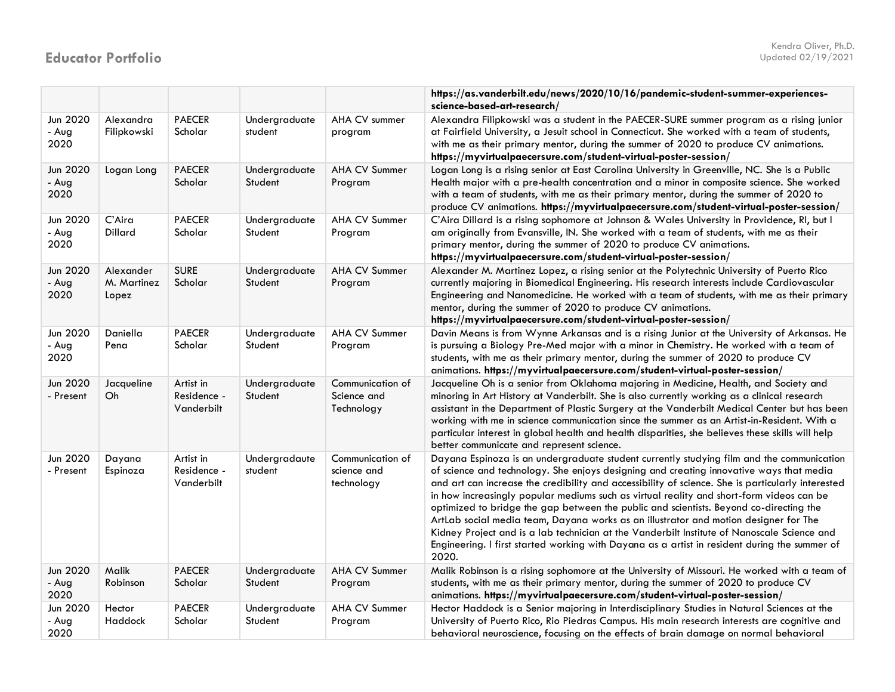| | | | | | |
|---|---|---|---|---|---|
| | | | | | **https://as.vanderbilt.edu/news/2020/10/16/pandemic-student-summer-experiences-science-based-art-research/** |
| Jun 2020 - Aug 2020 | Alexandra Filipkowski | PAECER Scholar | Undergraduate student | AHA CV summer program | Alexandra Filipkowski was a student in the PAECER-SURE summer program as a rising junior at Fairfield University, a Jesuit school in Connecticut. She worked with a team of students, with me as their primary mentor, during the summer of 2020 to produce CV animations. **https://myvirtualpaecersure.com/student-virtual-poster-session/** |
| Jun 2020 - Aug 2020 | Logan Long | PAECER Scholar | Undergraduate Student | AHA CV Summer Program | Logan Long is a rising senior at East Carolina University in Greenville, NC. She is a Public Health major with a pre-health concentration and a minor in composite science. She worked with a team of students, with me as their primary mentor, during the summer of 2020 to produce CV animations. **https://myvirtualpaecersure.com/student-virtual-poster-session/** |
| Jun 2020 - Aug 2020 | C'Aira Dillard | PAECER Scholar | Undergraduate Student | AHA CV Summer Program | C'Aira Dillard is a rising sophomore at Johnson & Wales University in Providence, RI, but I am originally from Evansville, IN. She worked with a team of students, with me as their primary mentor, during the summer of 2020 to produce CV animations. **https://myvirtualpaecersure.com/student-virtual-poster-session/** |
| Jun 2020 - Aug 2020 | Alexander M. Martinez Lopez | SURE Scholar | Undergraduate Student | AHA CV Summer Program | Alexander M. Martinez Lopez, a rising senior at the Polytechnic University of Puerto Rico currently majoring in Biomedical Engineering. His research interests include Cardiovascular Engineering and Nanomedicine. He worked with a team of students, with me as their primary mentor, during the summer of 2020 to produce CV animations. **https://myvirtualpaecersure.com/student-virtual-poster-session/** |
| Jun 2020 - Aug 2020 | Daniella Pena | PAECER Scholar | Undergraduate Student | AHA CV Summer Program | Davin Means is from Wynne Arkansas and is a rising Junior at the University of Arkansas. He is pursuing a Biology Pre-Med major with a minor in Chemistry. He worked with a team of students, with me as their primary mentor, during the summer of 2020 to produce CV animations. **https://myvirtualpaecersure.com/student-virtual-poster-session/** |
| Jun 2020 - Present | Jacqueline Oh | Artist in Residence - Vanderbilt | Undergraduate Student | Communication of Science and Technology | Jacqueline Oh is a senior from Oklahoma majoring in Medicine, Health, and Society and minoring in Art History at Vanderbilt. She is also currently working as a clinical research assistant in the Department of Plastic Surgery at the Vanderbilt Medical Center but has been working with me in science communication since the summer as an Artist-in-Resident. With a particular interest in global health and health disparities, she believes these skills will help better communicate and represent science. |
| Jun 2020 - Present | Dayana Espinoza | Artist in Residence - Vanderbilt | Undergradaute student | Communication of science and technology | Dayana Espinoza is an undergraduate student currently studying film and the communication of science and technology. She enjoys designing and creating innovative ways that media and art can increase the credibility and accessibility of science. She is particularly interested in how increasingly popular mediums such as virtual reality and short-form videos can be optimized to bridge the gap between the public and scientists. Beyond co-directing the ArtLab social media team, Dayana works as an illustrator and motion designer for The Kidney Project and is a lab technician at the Vanderbilt Institute of Nanoscale Science and Engineering. I first started working with Dayana as a artist in resident during the summer of 2020. |
| Jun 2020 - Aug 2020 | Malik Robinson | PAECER Scholar | Undergraduate Student | AHA CV Summer Program | Malik Robinson is a rising sophomore at the University of Missouri. He worked with a team of students, with me as their primary mentor, during the summer of 2020 to produce CV animations. **https://myvirtualpaecersure.com/student-virtual-poster-session/** |
| Jun 2020 - Aug 2020 | Hector Haddock | PAECER Scholar | Undergraduate Student | AHA CV Summer Program | Hector Haddock is a Senior majoring in Interdisciplinary Studies in Natural Sciences at the University of Puerto Rico, Rio Piedras Campus. His main research interests are cognitive and behavioral neuroscience, focusing on the effects of brain damage on normal behavioral |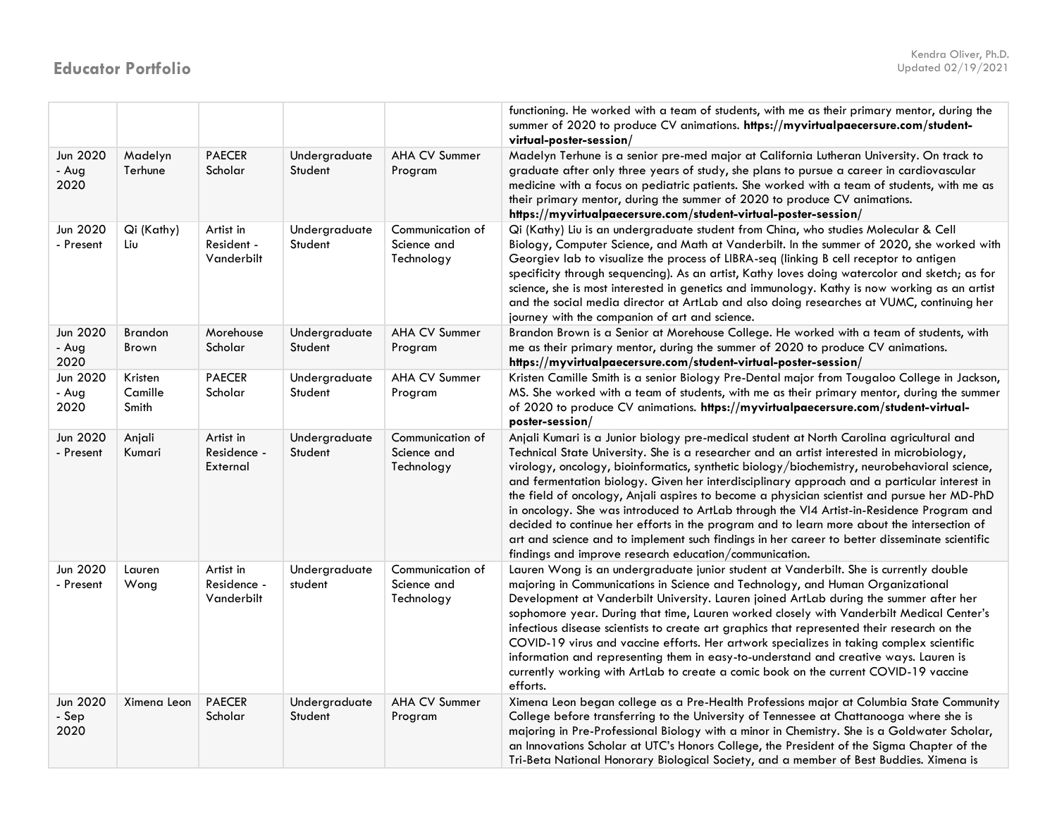| | | | | | |
|---|---|---|---|---|---|
| | | | | | functioning. He worked with a team of students, with me as their primary mentor, during the summer of 2020 to produce CV animations. **https://myvirtualpaecersure.com/student-virtual-poster-session/** |
| Jun 2020 - Aug 2020 | Madelyn Terhune | PAECER Scholar | Undergraduate Student | AHA CV Summer Program | Madelyn Terhune is a senior pre-med major at California Lutheran University. On track to graduate after only three years of study, she plans to pursue a career in cardiovascular medicine with a focus on pediatric patients. She worked with a team of students, with me as their primary mentor, during the summer of 2020 to produce CV animations. **https://myvirtualpaecersure.com/student-virtual-poster-session/** |
| Jun 2020 - Present | Qi (Kathy) Liu | Artist in Resident - Vanderbilt | Undergraduate Student | Communication of Science and Technology | Qi (Kathy) Liu is an undergraduate student from China, who studies Molecular & Cell Biology, Computer Science, and Math at Vanderbilt. In the summer of 2020, she worked with Georgiev lab to visualize the process of LIBRA-seq (linking B cell receptor to antigen specificity through sequencing). As an artist, Kathy loves doing watercolor and sketch; as for science, she is most interested in genetics and immunology. Kathy is now working as an artist and the social media director at ArtLab and also doing researches at VUMC, continuing her journey with the companion of art and science. |
| Jun 2020 - Aug 2020 | Brandon Brown | Morehouse Scholar | Undergraduate Student | AHA CV Summer Program | Brandon Brown is a Senior at Morehouse College. He worked with a team of students, with me as their primary mentor, during the summer of 2020 to produce CV animations. **https://myvirtualpaecersure.com/student-virtual-poster-session/** |
| Jun 2020 - Aug 2020 | Kristen Camille Smith | PAECER Scholar | Undergraduate Student | AHA CV Summer Program | Kristen Camille Smith is a senior Biology Pre-Dental major from Tougaloo College in Jackson, MS. She worked with a team of students, with me as their primary mentor, during the summer of 2020 to produce CV animations. **https://myvirtualpaecersure.com/student-virtual-poster-session/** |
| Jun 2020 - Present | Anjali Kumari | Artist in Residence - External | Undergraduate Student | Communication of Science and Technology | Anjali Kumari is a Junior biology pre-medical student at North Carolina agricultural and Technical State University. She is a researcher and an artist interested in microbiology, virology, oncology, bioinformatics, synthetic biology/biochemistry, neurobehavioral science, and fermentation biology. Given her interdisciplinary approach and a particular interest in the field of oncology, Anjali aspires to become a physician scientist and pursue her MD-PhD in oncology. She was introduced to ArtLab through the VI4 Artist-in-Residence Program and decided to continue her efforts in the program and to learn more about the intersection of art and science and to implement such findings in her career to better disseminate scientific findings and improve research education/communication. |
| Jun 2020 - Present | Lauren Wong | Artist in Residence - Vanderbilt | Undergraduate student | Communication of Science and Technology | Lauren Wong is an undergraduate junior student at Vanderbilt. She is currently double majoring in Communications in Science and Technology, and Human Organizational Development at Vanderbilt University. Lauren joined ArtLab during the summer after her sophomore year. During that time, Lauren worked closely with Vanderbilt Medical Center's infectious disease scientists to create art graphics that represented their research on the COVID-19 virus and vaccine efforts. Her artwork specializes in taking complex scientific information and representing them in easy-to-understand and creative ways. Lauren is currently working with ArtLab to create a comic book on the current COVID-19 vaccine efforts. |
| Jun 2020 - Sep 2020 | Ximena Leon | PAECER Scholar | Undergraduate Student | AHA CV Summer Program | Ximena Leon began college as a Pre-Health Professions major at Columbia State Community College before transferring to the University of Tennessee at Chattanooga where she is majoring in Pre-Professional Biology with a minor in Chemistry. She is a Goldwater Scholar, an Innovations Scholar at UTC's Honors College, the President of the Sigma Chapter of the Tri-Beta National Honorary Biological Society, and a member of Best Buddies. Ximena is |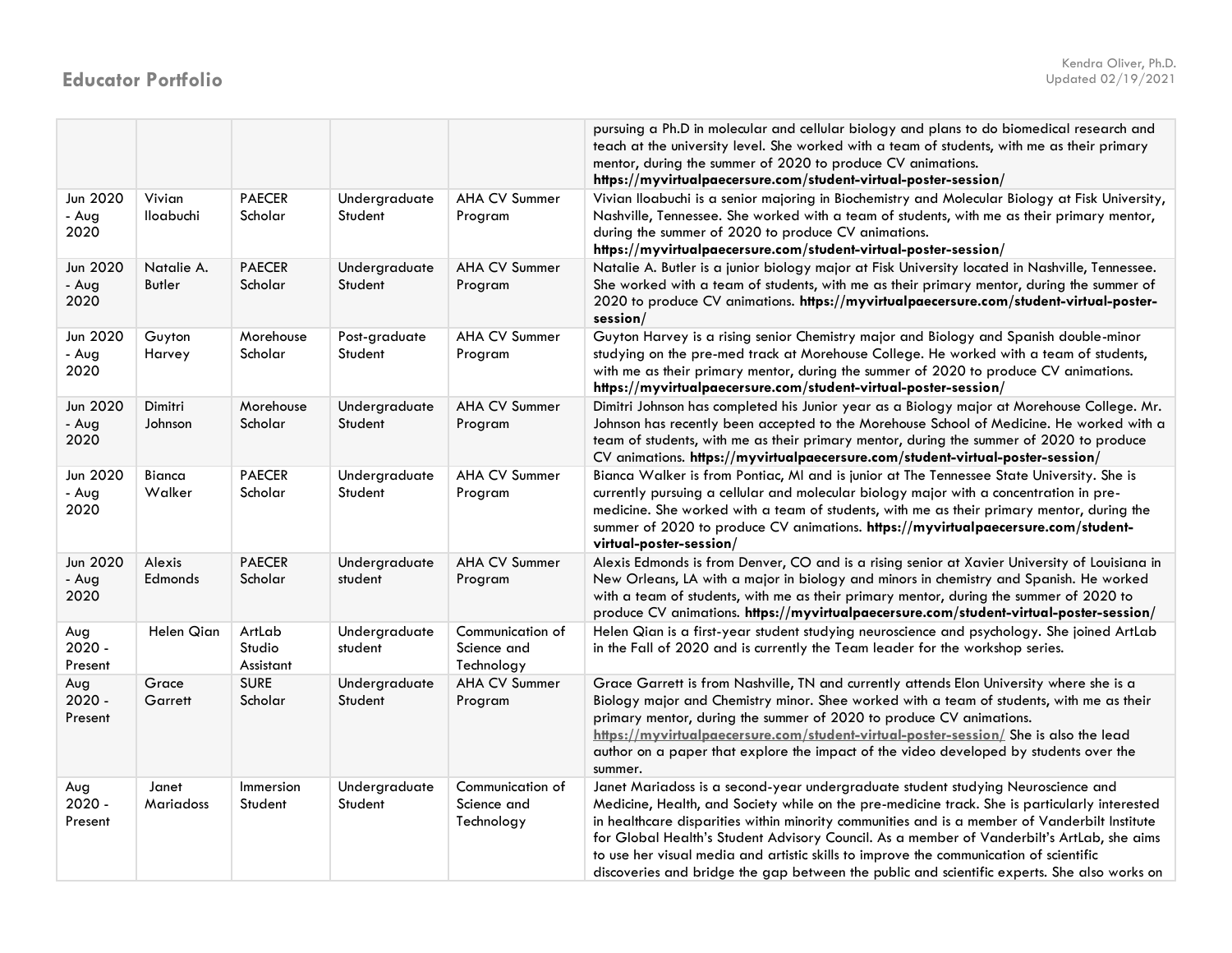| | | | | | |
|---|---|---|---|---|---|
| | | | | | pursuing a Ph.D in molecular and cellular biology and plans to do biomedical research and teach at the university level. She worked with a team of students, with me as their primary mentor, during the summer of 2020 to produce CV animations. **https://myvirtualpaecersure.com/student-virtual-poster-session/** |
| Jun 2020 - Aug 2020 | Vivian Iloabuchi | PAECER Scholar | Undergraduate Student | AHA CV Summer Program | Vivian Iloabuchi is a senior majoring in Biochemistry and Molecular Biology at Fisk University, Nashville, Tennessee. She worked with a team of students, with me as their primary mentor, during the summer of 2020 to produce CV animations. **https://myvirtualpaecersure.com/student-virtual-poster-session/** |
| Jun 2020 - Aug 2020 | Natalie A. Butler | PAECER Scholar | Undergraduate Student | AHA CV Summer Program | Natalie A. Butler is a junior biology major at Fisk University located in Nashville, Tennessee. She worked with a team of students, with me as their primary mentor, during the summer of 2020 to produce CV animations. **https://myvirtualpaecersure.com/student-virtual-poster-session/** |
| Jun 2020 - Aug 2020 | Guyton Harvey | Morehouse Scholar | Post-graduate Student | AHA CV Summer Program | Guyton Harvey is a rising senior Chemistry major and Biology and Spanish double-minor studying on the pre-med track at Morehouse College. He worked with a team of students, with me as their primary mentor, during the summer of 2020 to produce CV animations. **https://myvirtualpaecersure.com/student-virtual-poster-session/** |
| Jun 2020 - Aug 2020 | Dimitri Johnson | Morehouse Scholar | Undergraduate Student | AHA CV Summer Program | Dimitri Johnson has completed his Junior year as a Biology major at Morehouse College. Mr. Johnson has recently been accepted to the Morehouse School of Medicine. He worked with a team of students, with me as their primary mentor, during the summer of 2020 to produce CV animations. **https://myvirtualpaecersure.com/student-virtual-poster-session/** |
| Jun 2020 - Aug 2020 | Bianca Walker | PAECER Scholar | Undergraduate Student | AHA CV Summer Program | Bianca Walker is from Pontiac, MI and is junior at The Tennessee State University. She is currently pursuing a cellular and molecular biology major with a concentration in pre-medicine. She worked with a team of students, with me as their primary mentor, during the summer of 2020 to produce CV animations. **https://myvirtualpaecersure.com/student-virtual-poster-session/** |
| Jun 2020 - Aug 2020 | Alexis Edmonds | PAECER Scholar | Undergraduate student | AHA CV Summer Program | Alexis Edmonds is from Denver, CO and is a rising senior at Xavier University of Louisiana in New Orleans, LA with a major in biology and minors in chemistry and Spanish. He worked with a team of students, with me as their primary mentor, during the summer of 2020 to produce CV animations. **https://myvirtualpaecersure.com/student-virtual-poster-session/** |
| Aug 2020 - Present | Helen Qian | ArtLab Studio Assistant | Undergraduate student | Communication of Science and Technology | Helen Qian is a first-year student studying neuroscience and psychology. She joined ArtLab in the Fall of 2020 and is currently the Team leader for the workshop series. |
| Aug 2020 - Present | Grace Garrett | SURE Scholar | Undergraduate Student | AHA CV Summer Program | Grace Garrett is from Nashville, TN and currently attends Elon University where she is a Biology major and Chemistry minor. Shee worked with a team of students, with me as their primary mentor, during the summer of 2020 to produce CV animations. https://myvirtualpaecersure.com/student-virtual-poster-session/ She is also the lead author on a paper that explore the impact of the video developed by students over the summer. |
| Aug 2020 - Present | Janet Mariadoss | Immersion Student | Undergraduate Student | Communication of Science and Technology | Janet Mariadoss is a second-year undergraduate student studying Neuroscience and Medicine, Health, and Society while on the pre-medicine track. She is particularly interested in healthcare disparities within minority communities and is a member of Vanderbilt Institute for Global Health's Student Advisory Council. As a member of Vanderbilt's ArtLab, she aims to use her visual media and artistic skills to improve the communication of scientific discoveries and bridge the gap between the public and scientific experts. She also works on |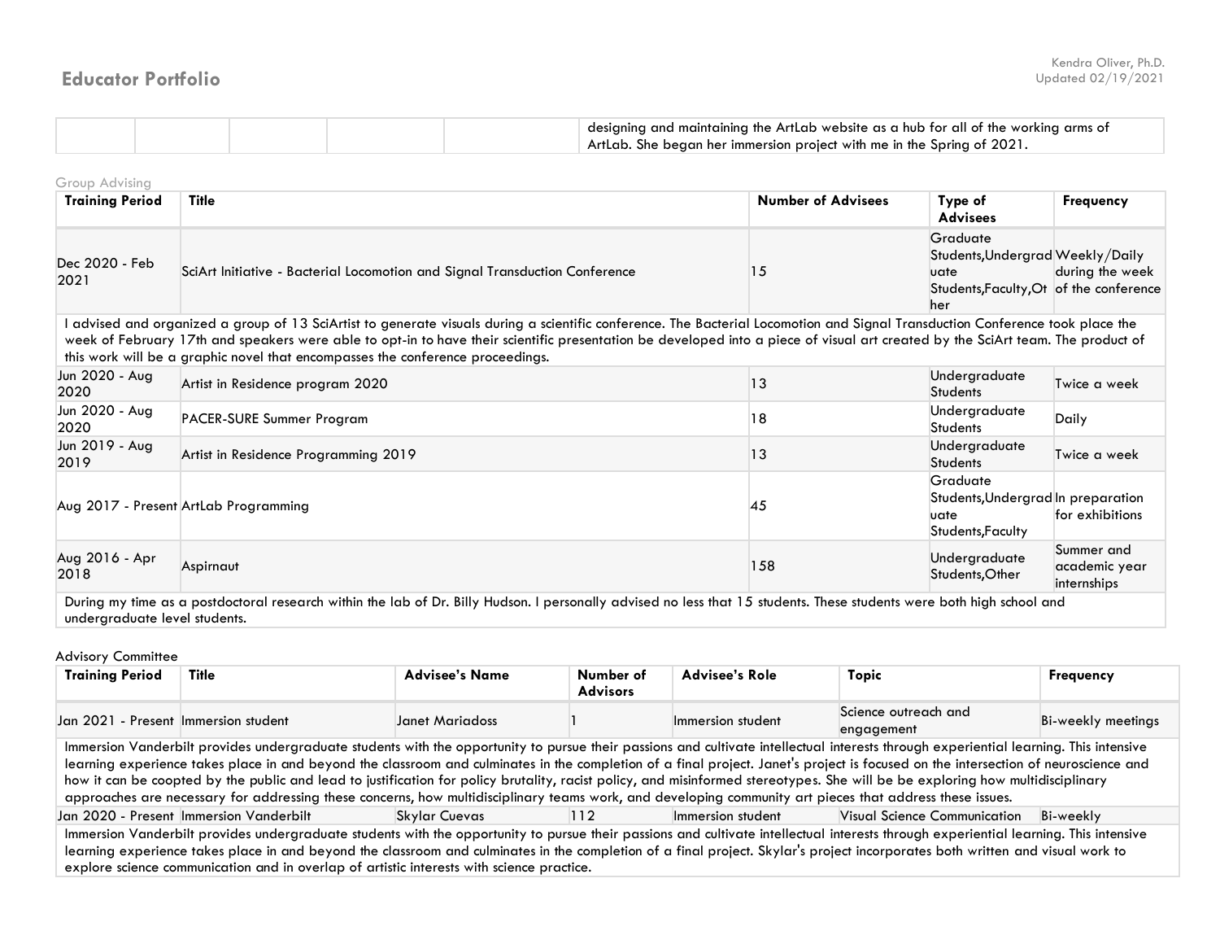| | | | | | |
|---|---|---|---|---|---|
| | | | | | designing and maintaining the ArtLab website as a hub for all of the working arms of ArtLab. She began her immersion project with me in the Spring of 2021. |

Group Advising

| Training Period | Title | Number of Advisees | Type of Advisees | Frequency |
|---|---|---|---|---|
| Dec 2020 - Feb 2021 | SciArt Initiative - Bacterial Locomotion and Signal Transduction Conference | 15 | Graduate Students,Undergraduate Students,Faculty,Other | Weekly/Daily during the week of the conference |
| I advised and organized a group of 13 SciArtist to generate visuals during a scientific conference. The Bacterial Locomotion and Signal Transduction Conference took place the week of February 17th and speakers were able to opt-in to have their scientific presentation be developed into a piece of visual art created by the SciArt team. The product of this work will be a graphic novel that encompasses the conference proceedings. | | | | |
| Jun 2020 - Aug 2020 | Artist in Residence program 2020 | 13 | Undergraduate Students | Twice a week |
| Jun 2020 - Aug 2020 | PACER-SURE Summer Program | 18 | Undergraduate Students | Daily |
| Jun 2019 - Aug 2019 | Artist in Residence Programming 2019 | 13 | Undergraduate Students | Twice a week |
| Aug 2017 - Present | ArtLab Programming | 45 | Graduate Students,Undergraduate Students,Faculty | In preparation for exhibitions |
| Aug 2016 - Apr 2018 | Aspirnaut | 158 | Undergraduate Students,Other | Summer and academic year internships |
| During my time as a postdoctoral research within the lab of Dr. Billy Hudson. I personally advised no less that 15 students. These students were both high school and undergraduate level students. | | | | |

Advisory Committee

| Training Period | Title | Advisee's Name | Number of Advisors | Advisee's Role | Topic | Frequency |
|---|---|---|---|---|---|---|
| Jan 2021 - Present | Immersion student | Janet Mariadoss | 1 | Immersion student | Science outreach and engagement | Bi-weekly meetings |
| Immersion Vanderbilt provides undergraduate students with the opportunity to pursue their passions and cultivate intellectual interests through experiential learning. This intensive learning experience takes place in and beyond the classroom and culminates in the completion of a final project. Janet's project is focused on the intersection of neuroscience and how it can be coopted by the public and lead to justification for policy brutality, racist policy, and misinformed stereotypes. She will be exploring how multidisciplinary approaches are necessary for addressing these concerns, how multidisciplinary teams work, and developing community art pieces that address these issues. | | | | | | |
| Jan 2020 - Present | Immersion Vanderbilt | Skylar Cuevas | 112 | Immersion student | Visual Science Communication | Bi-weekly |
| Immersion Vanderbilt provides undergraduate students with the opportunity to pursue their passions and cultivate intellectual interests through experiential learning. This intensive learning experience takes place in and beyond the classroom and culminates in the completion of a final project. Skylar's project incorporates both written and visual work to explore science communication and in overlap of artistic interests with science practice. | | | | | | |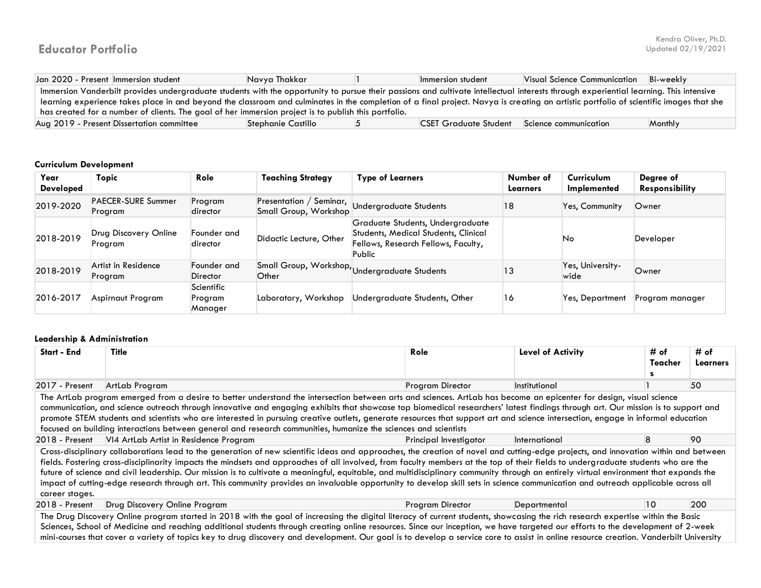| | | | | | | |
|---|---|---|---|---|---|---|
| Jan 2020 - Present | Immersion student | Navya Thakkar | 1 | Immersion student | Visual Science Communication | Bi-weekly |
| Immersion Vanderbilt provides undergraduate students with the opportunity to pursue their passions and cultivate intellectual interests through experiential learning. This intensive learning experience takes place in and beyond the classroom and culminates in the completion of a final project. Navya is creating an artistic portfolio of scientific images that she has created for a number of clients. The goal of her immersion project is to publish this portfolio. | | | | | | |
| Aug 2019 - Present | Dissertation committee | Stephanie Castillo | 5 | CSET Graduate Student | Science communication | Monthly |

#### Curriculum Development

| Year Developed | Topic | Role | Teaching Strategy | Type of Learners | Number of Learners | Curriculum Implemented | Degree of Responsibility |
|---|---|---|---|---|---|---|---|
| 2019-2020 | PAECER-SURE Summer Program | Program director | Presentation / Seminar, Small Group, Workshop | Undergraduate Students | 18 | Yes, Community | Owner |
| 2018-2019 | Drug Discovery Online Program | Founder and director | Didactic Lecture, Other | Graduate Students, Undergraduate Students, Medical Students, Clinical Fellows, Research Fellows, Faculty, Public | | No | Developer |
| 2018-2019 | Artist in Residence Program | Founder and Director | Small Group, Workshop, Other | Undergraduate Students | 13 | Yes, University-wide | Owner |
| 2016-2017 | Aspirnaut Program | Scientific Program Manager | Laboratory, Workshop | Undergraduate Students, Other | 16 | Yes, Department | Program manager |

#### Leadership & Administration

| Start - End | Title | Role | Level of Activity | # of Teachers | # of Learners |
|---|---|---|---|---|---|
| 2017 - Present | ArtLab Program | Program Director | Institutional | 1 | 50 |
| The ArtLab program emerged from a desire to better understand the intersection between arts and sciences. ArtLab has become an epicenter for design, visual science communication, and science outreach through innovative and engaging exhibits that showcase top biomedical researchers' latest findings through art. Our mission is to support and promote STEM students and scientists who are interested in pursuing creative outlets, generate resources that support art and science intersection, engage in informal education focused on building interactions between general and research communities, humanize the sciences and scientists | | | | | |
| 2018 - Present | VI4 ArtLab Artist in Residence Program | Principal Investigator | International | 8 | 90 |
| Cross-disciplinary collaborations lead to the generation of new scientific ideas and approaches, the creation of novel and cutting-edge projects, and innovation within and between fields. Fostering cross-disciplinarity impacts the mindsets and approaches of all involved, from faculty members at the top of their fields to undergraduate students who are the future of science and civil leadership. Our mission is to cultivate a meaningful, equitable, and multidisciplinary community through an entirely virtual environment that expands the impact of cutting-edge research through art. This community provides an invaluable opportunity to develop skill sets in science communication and outreach applicable across all career stages. | | | | | |
| 2018 - Present | Drug Discovery Online Program | Program Director | Departmental | 10 | 200 |
| The Drug Discovery Online program started in 2018 with the goal of increasing the digital literacy of current students, showcasing the rich research expertise within the Basic Sciences, School of Medicine and reaching additional students through creating online resources. Since our inception, we have targeted our efforts to the development of 2-week mini-courses that cover a variety of topics key to drug discovery and development. Our goal is to develop a service core to assist in online resource creation. Vanderbilt University | | | | | |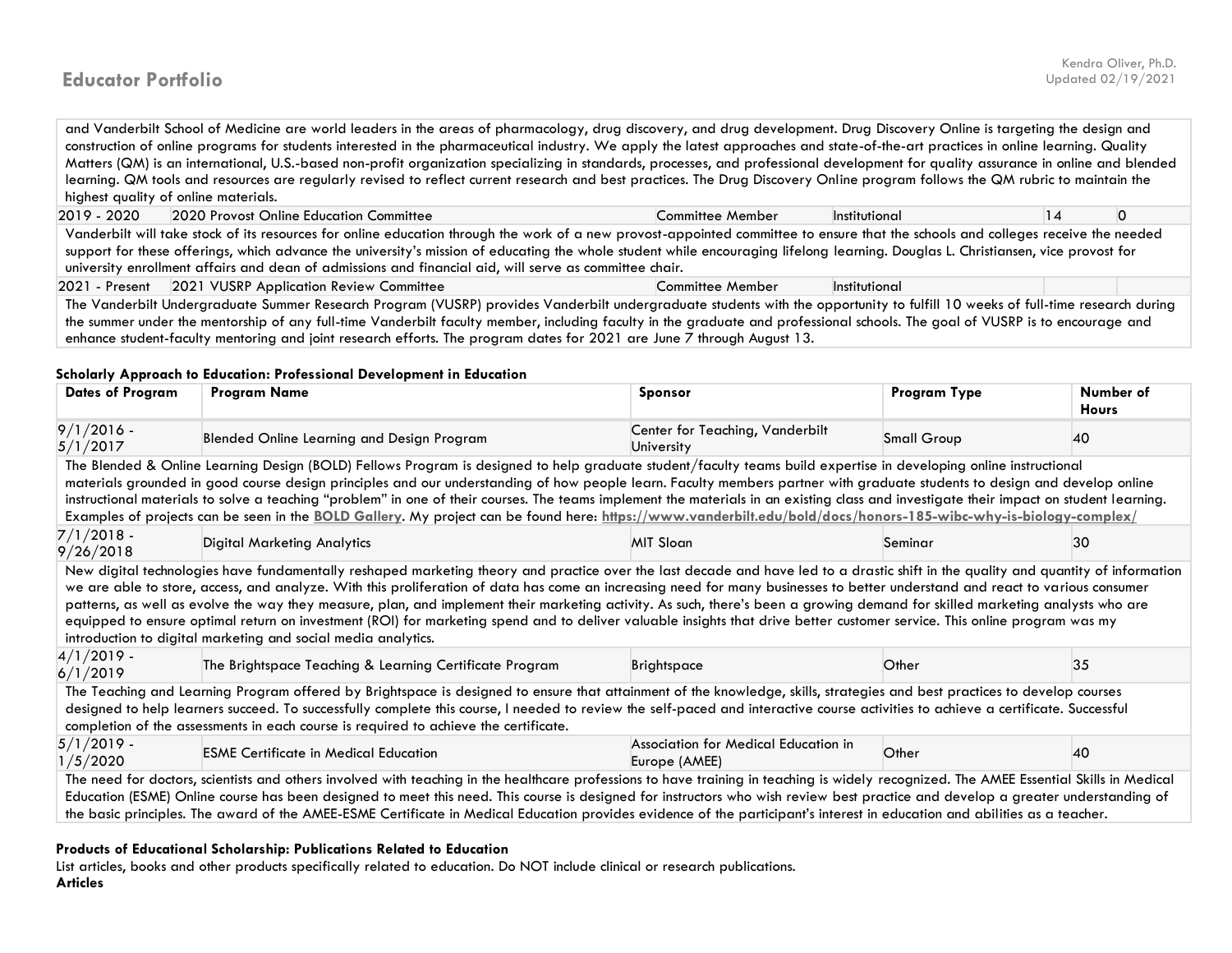| | | | | | |
|---|---|---|---|---|---|
| and Vanderbilt School of Medicine are world leaders in the areas of pharmacology, drug discovery, and drug development. Drug Discovery Online is targeting the design and construction of online programs for students interested in the pharmaceutical industry. We apply the latest approaches and state-of-the-art practices in online learning. Quality Matters (QM) is an international, U.S.-based non-profit organization specializing in standards, processes, and professional development for quality assurance in online and blended learning. QM tools and resources are regularly revised to reflect current research and best practices. The Drug Discovery Online program follows the QM rubric to maintain the highest quality of online materials. | | | | | |
| 2019 - 2020 | 2020 Provost Online Education Committee | Committee Member | Institutional | 14 | 0 |
| Vanderbilt will take stock of its resources for online education through the work of a new provost-appointed committee to ensure that the schools and colleges receive the needed support for these offerings, which advance the university's mission of educating the whole student while encouraging lifelong learning. Douglas L. Christiansen, vice provost for university enrollment affairs and dean of admissions and financial aid, will serve as committee chair. | | | | | |
| 2021 - Present | 2021 VUSRP Application Review Committee | Committee Member | Institutional | | |
| The Vanderbilt Undergraduate Summer Research Program (VUSRP) provides Vanderbilt undergraduate students with the opportunity to fulfill 10 weeks of full-time research during the summer under the mentorship of any full-time Vanderbilt faculty member, including faculty in the graduate and professional schools. The goal of VUSRP is to encourage and enhance student-faculty mentoring and joint research efforts. The program dates for 2021 are June 7 through August 13. | | | | | |

**Scholarly Approach to Education: Professional Development in Education**

| Dates of Program | Program Name | Sponsor | Program Type | Number of Hours |
|---|---|---|---|---|
| 9/1/2016 - 5/1/2017 | Blended Online Learning and Design Program | Center for Teaching, Vanderbilt University | Small Group | 40 |
| The Blended & Online Learning Design (BOLD) Fellows Program is designed to help graduate student/faculty teams build expertise in developing online instructional materials grounded in good course design principles and our understanding of how people learn. Faculty members partner with graduate students to design and develop online instructional materials to solve a teaching "problem" in one of their courses. The teams implement the materials in an existing class and investigate their impact on student learning. Examples of projects can be seen in the **BOLD Gallery**. My project can be found here: **https://www.vanderbilt.edu/bold/docs/honors-185-wibc-why-is-biology-complex/** | | | | |
| 7/1/2018 - 9/26/2018 | Digital Marketing Analytics | MIT Sloan | Seminar | 30 |
| New digital technologies have fundamentally reshaped marketing theory and practice over the last decade and have led to a drastic shift in the quality and quantity of information we are able to store, access, and analyze. With this proliferation of data has come an increasing need for many businesses to better understand and react to various consumer patterns, as well as evolve the way they measure, plan, and implement their marketing activity. As such, there's been a growing demand for skilled marketing analysts who are equipped to ensure optimal return on investment (ROI) for marketing spend and to deliver valuable insights that drive better customer service. This online program was my introduction to digital marketing and social media analytics. | | | | |
| 4/1/2019 - 6/1/2019 | The Brightspace Teaching & Learning Certificate Program | Brightspace | Other | 35 |
| The Teaching and Learning Program offered by Brightspace is designed to ensure that attainment of the knowledge, skills, strategies and best practices to develop courses designed to help learners succeed. To successfully complete this course, I needed to review the self-paced and interactive course activities to achieve a certificate. Successful completion of the assessments in each course is required to achieve the certificate. | | | | |
| 5/1/2019 - 1/5/2020 | ESME Certificate in Medical Education | Association for Medical Education in Europe (AMEE) | Other | 40 |
| The need for doctors, scientists and others involved with teaching in the healthcare professions to have training in teaching is widely recognized. The AMEE Essential Skills in Medical Education (ESME) Online course has been designed to meet this need. This course is designed for instructors who wish review best practice and develop a greater understanding of the basic principles. The award of the AMEE-ESME Certificate in Medical Education provides evidence of the participant's interest in education and abilities as a teacher. | | | | |

**Products of Educational Scholarship: Publications Related to Education**

List articles, books and other products specifically related to education. Do NOT include clinical or research publications.

**Articles**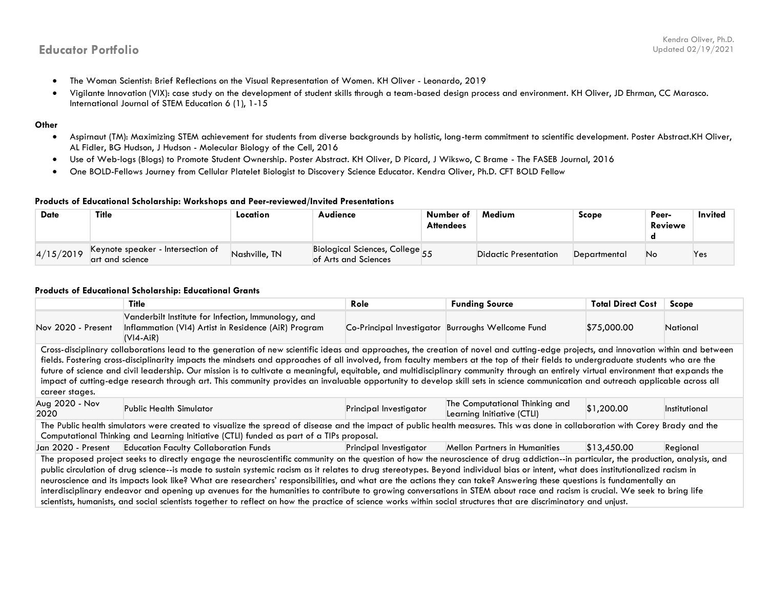- The Woman Scientist: Brief Reflections on the Visual Representation of Women. KH Oliver - Leonardo, 2019
- Vigilante Innovation (VIX): case study on the development of student skills through a team-based design process and environment. KH Oliver, JD Ehrman, CC Marasco. International Journal of STEM Education 6 (1), 1-15

**Other**

- Aspirnaut (TM): Maximizing STEM achievement for students from diverse backgrounds by holistic, long-term commitment to scientific development. Poster Abstract.KH Oliver, AL Fidler, BG Hudson, J Hudson - Molecular Biology of the Cell, 2016
- Use of Web-logs (Blogs) to Promote Student Ownership. Poster Abstract. KH Oliver, D Picard, J Wikswo, C Brame - The FASEB Journal, 2016
- One BOLD-Fellows Journey from Cellular Platelet Biologist to Discovery Science Educator. Kendra Oliver, Ph.D. CFT BOLD Fellow

**Products of Educational Scholarship: Workshops and Peer-reviewed/Invited Presentations**

| Date | Title | Location | Audience | Number of Attendees | Medium | Scope | Peer-Reviewed | Invited |
|---|---|---|---|---|---|---|---|---|
| 4/15/2019 | Keynote speaker - Intersection of art and science | Nashville, TN | Biological Sciences, College of Arts and Sciences | 55 | Didactic Presentation | Departmental | No | Yes |

**Products of Educational Scholarship: Educational Grants**

| | Title | Role | Funding Source | Total Direct Cost | Scope |
|---|---|---|---|---|---|
| Nov 2020 - Present | Vanderbilt Institute for Infection, Immunology, and Inflammation (VI4) Artist in Residence (AiR) Program (VI4-AiR) | Co-Principal Investigator | Burroughs Wellcome Fund | $75,000.00 | National |
| Cross-disciplinary collaborations lead to the generation of new scientific ideas and approaches, the creation of novel and cutting-edge projects, and innovation within and between fields. Fostering cross-disciplinarity impacts the mindsets and approaches of all involved, from faculty members at the top of their fields to undergraduate students who are the future of science and civil leadership. Our mission is to cultivate a meaningful, equitable, and multidisciplinary community through an entirely virtual environment that expands the impact of cutting-edge research through art. This community provides an invaluable opportunity to develop skill sets in science communication and outreach applicable across all career stages. | | | | | |
| Aug 2020 - Nov 2020 | Public Health Simulator | Principal Investigator | The Computational Thinking and Learning Initiative (CTLI) | $1,200.00 | Institutional |
| The Public health simulators were created to visualize the spread of disease and the impact of public health measures. This was done in collaboration with Corey Brady and the Computational Thinking and Learning Initiative (CTLI) funded as part of a TIPs proposal. | | | | | |
| Jan 2020 - Present | Education Faculty Collaboration Funds | Principal Investigator | Mellon Partners in Humanities | $13,450.00 | Regional |
| The proposed project seeks to directly engage the neuroscientific community on the question of how the neuroscience of drug addiction--in particular, the production, analysis, and public circulation of drug science--is made to sustain systemic racism as it relates to drug stereotypes. Beyond individual bias or intent, what does institutionalized racism in neuroscience and its impacts look like? What are researchers' responsibilities, and what are the actions they can take? Answering these questions is fundamentally an interdisciplinary endeavor and opening up avenues for the humanities to contribute to growing conversations in STEM about race and racism is crucial. We seek to bring life scientists, humanists, and social scientists together to reflect on how the practice of science works within social structures that are discriminatory and unjust. | | | | | |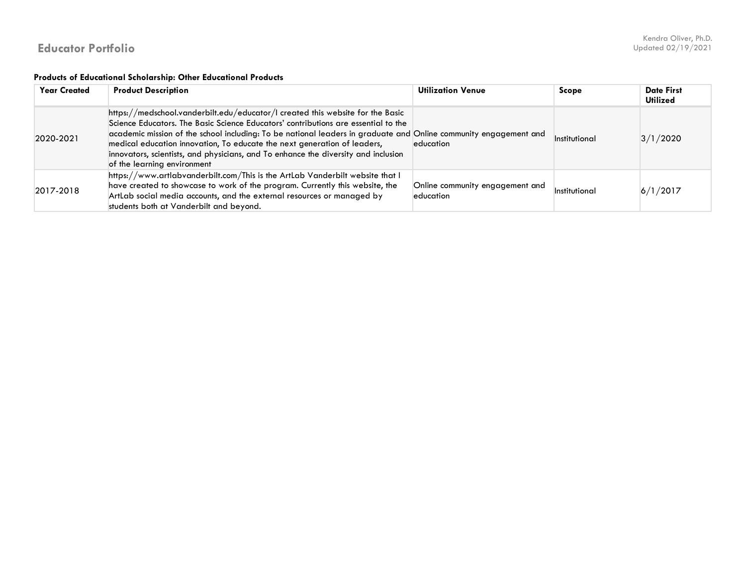**Products of Educational Scholarship: Other Educational Products**

| Year Created | Product Description | Utilization Venue | Scope | Date First Utilized |
|---|---|---|---|---|
| 2020-2021 | https://medschool.vanderbilt.edu/educator/I created this website for the Basic Science Educators. The Basic Science Educators' contributions are essential to the academic mission of the school including: To be national leaders in graduate and medical education innovation, To educate the next generation of leaders, innovators, scientists, and physicians, and To enhance the diversity and inclusion of the learning environment | Online community engagement and education | Institutional | 3/1/2020 |
| 2017-2018 | https://www.artlabvanderbilt.com/This is the ArtLab Vanderbilt website that I have created to showcase to work of the program. Currently this website, the ArtLab social media accounts, and the external resources or managed by students both at Vanderbilt and beyond. | Online community engagement and education | Institutional | 6/1/2017 |